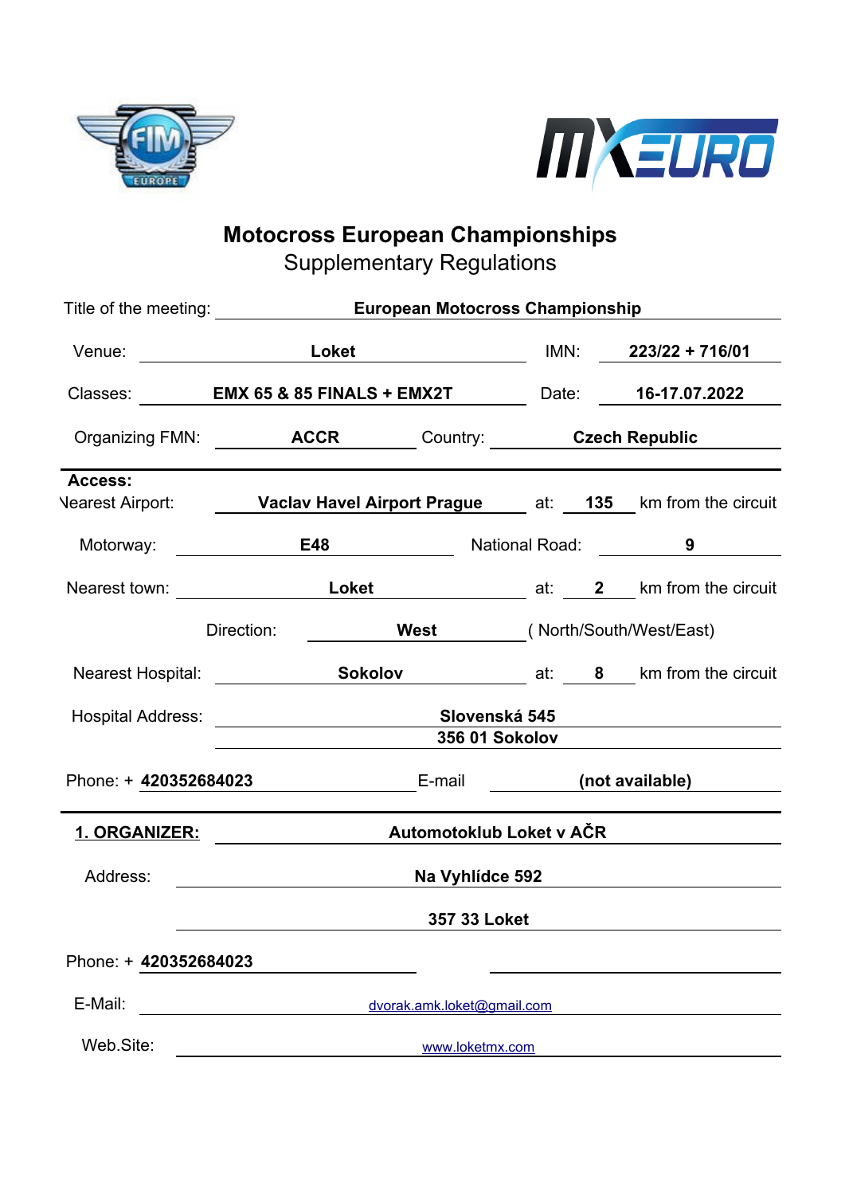# Motocross European Championships

## Supplementary Regulations

Title of the meeting: **European Motocross Championship**

Venue: **Loket** IMN: **223/22 + 716/01**

Classes: **EMX 65 & 85 FINALS + EMX2T** Date: **16-17.07.2022**

Organizing FMN: **ACCR** Country: **Czech Republic**

**Access:**

Nearest Airport: **Vaclav Havel Airport Prague** at: **135** km from the circuit

Motorway: **E48** National Road: **9**

Nearest town: **Loket** at: **2** km from the circuit

Direction: **West** ( North/South/West/East)

Nearest Hospital: **Sokolov** at: **8** km from the circuit

Hospital Address: **Slovenská 545**
**356 01 Sokolov**

Phone: + **420352684023** E-mail **(not available)**

**1. ORGANIZER:** **Automotoklub Loket v AČR**

Address: **Na Vyhlídce 592**
**357 33 Loket**

Phone: + **420352684023**

E-Mail: dvorak.amk.loket@gmail.com

Web.Site: www.loketmx.com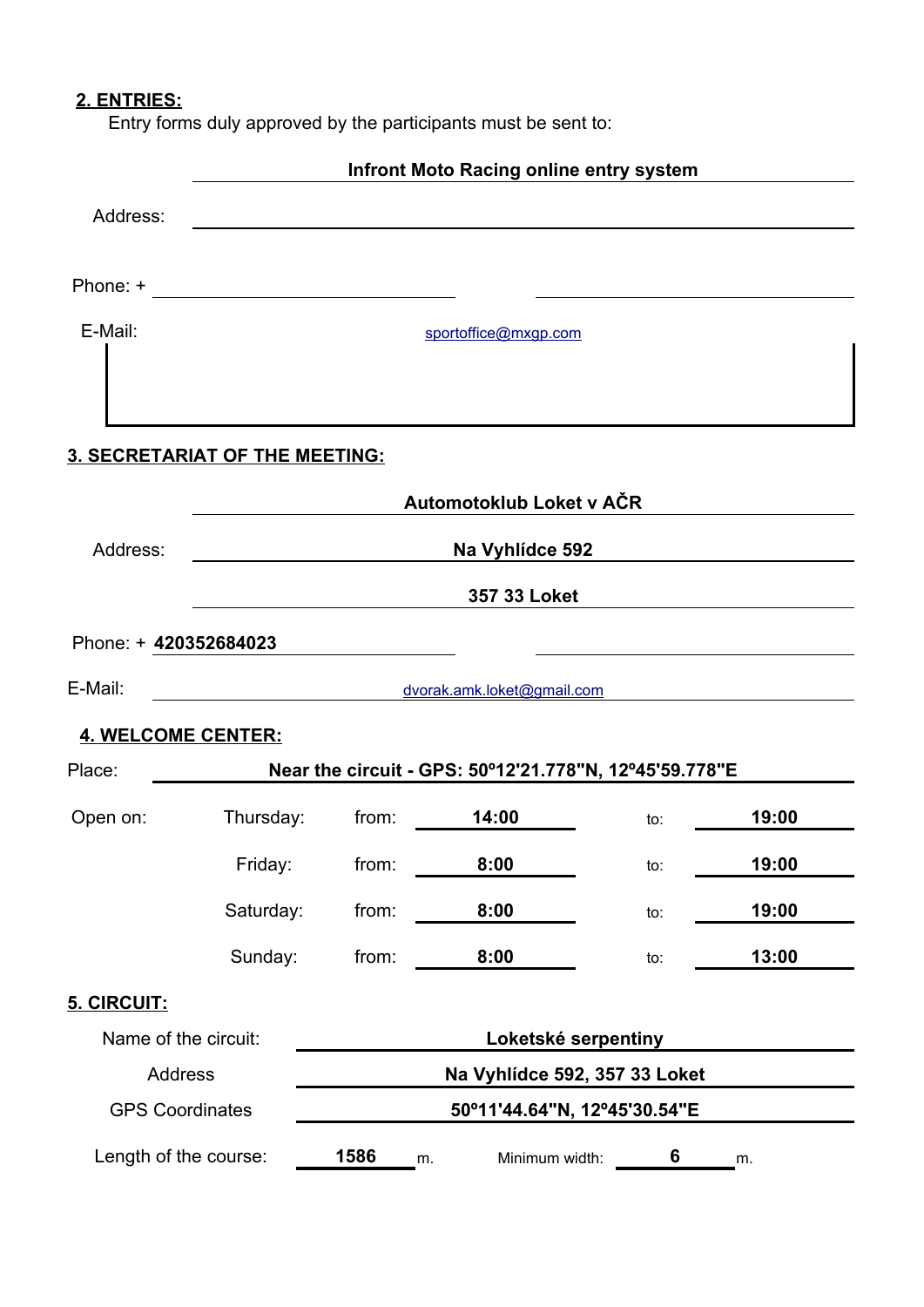## 2. ENTRIES:

Entry forms duly approved by the participants must be sent to:

**Infront Moto Racing online entry system**

Address:

Phone: +

E-Mail: sportoffice@mxgp.com

## 3. SECRETARIAT OF THE MEETING:

**Automotoklub Loket v AČR**

Address: **Na Vyhlídce 592**

**357 33 Loket**

Phone: + **420352684023**

E-Mail: dvorak.amk.loket@gmail.com

## 4. WELCOME CENTER:

Place: **Near the circuit - GPS: 50º12'21.778"N, 12º45'59.778"E**

| Open on: | Day | | Time | | Time |
|---|---|---|---|---|---|
| | Thursday: | from: | **14:00** | to: | **19:00** |
| | Friday: | from: | **8:00** | to: | **19:00** |
| | Saturday: | from: | **8:00** | to: | **19:00** |
| | Sunday: | from: | **8:00** | to: | **13:00** |

## 5. CIRCUIT:

Name of the circuit: **Loketské serpentiny**

Address: **Na Vyhlídce 592, 357 33 Loket**

GPS Coordinates: **50º11'44.64"N, 12º45'30.54"E**

Length of the course: **1586** m. Minimum width: **6** m.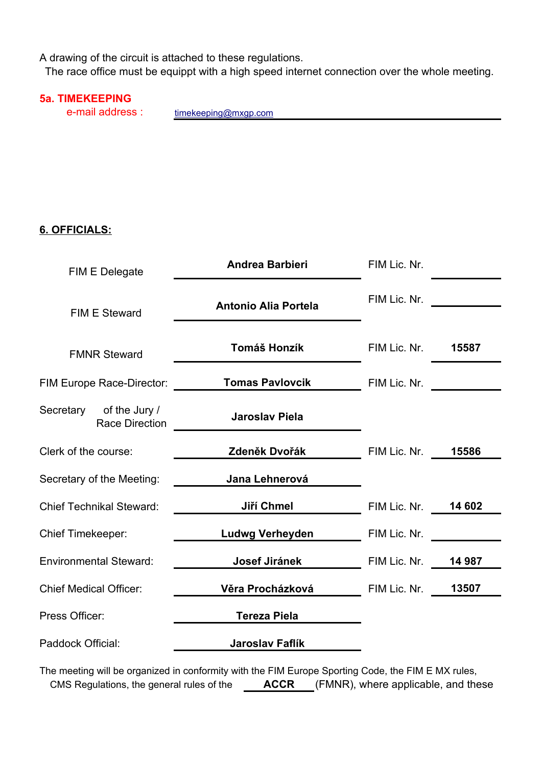A drawing of the circuit is attached to these regulations.
The race office must be equippt with a high speed internet connection over the whole meeting.

## 5a. TIMEKEEPING

e-mail address : timekeeping@mxgp.com

## 6. OFFICIALS:

| Role | Name | | FIM Lic. Nr. |
|---|---|---|---|
| FIM E Delegate | **Andrea Barbieri** | FIM Lic. Nr. | |
| FIM E Steward | **Antonio Alia Portela** | FIM Lic. Nr. | |
| FMNR Steward | **Tomáš Honzík** | FIM Lic. Nr. | **15587** |
| FIM Europe Race-Director: | **Tomas Pavlovcik** | FIM Lic. Nr. | |
| Secretary of the Jury / Race Direction | **Jaroslav Piela** | | |
| Clerk of the course: | **Zdeněk Dvořák** | FIM Lic. Nr. | **15586** |
| Secretary of the Meeting: | **Jana Lehnerová** | | |
| Chief Technikal Steward: | **Jiří Chmel** | FIM Lic. Nr. | **14 602** |
| Chief Timekeeper: | **Ludwg Verheyden** | FIM Lic. Nr. | |
| Environmental Steward: | **Josef Jiránek** | FIM Lic. Nr. | **14 987** |
| Chief Medical Officer: | **Věra Procházková** | FIM Lic. Nr. | **13507** |
| Press Officer: | **Tereza Piela** | | |
| Paddock Official: | **Jaroslav Faflík** | | |

The meeting will be organized in conformity with the FIM Europe Sporting Code, the FIM E MX rules, CMS Regulations, the general rules of the **ACCR** (FMNR), where applicable, and these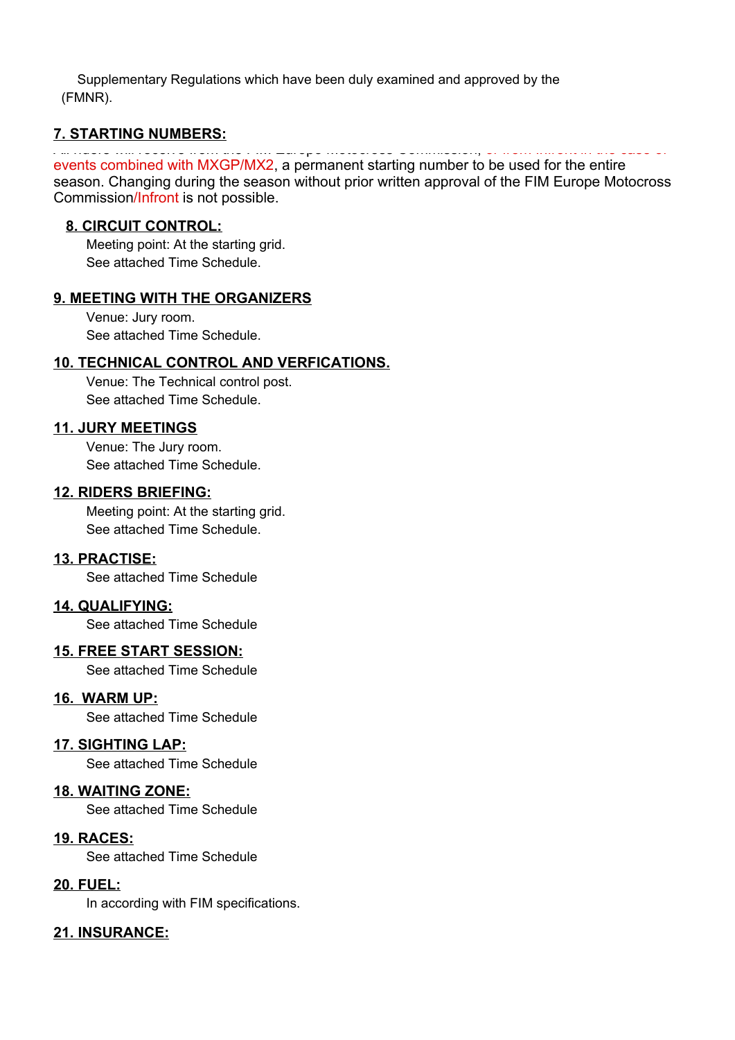Supplementary Regulations which have been duly examined and approved by the (FMNR).

## 7. STARTING NUMBERS:

All riders will receive from the FIM Europe Motocross Commission, or from Infront in the case of events combined with MXGP/MX2, a permanent starting number to be used for the entire season. Changing during the season without prior written approval of the FIM Europe Motocross Commission/Infront is not possible.

## 8. CIRCUIT CONTROL:

Meeting point: At the starting grid.
See attached Time Schedule.

## 9. MEETING WITH THE ORGANIZERS

Venue: Jury room.
See attached Time Schedule.

## 10. TECHNICAL CONTROL AND VERFICATIONS.

Venue: The Technical control post.
See attached Time Schedule.

## 11. JURY MEETINGS

Venue: The Jury room.
See attached Time Schedule.

## 12. RIDERS BRIEFING:

Meeting point: At the starting grid.
See attached Time Schedule.

## 13. PRACTISE:

See attached Time Schedule

## 14. QUALIFYING:

See attached Time Schedule

## 15. FREE START SESSION:

See attached Time Schedule

## 16. WARM UP:

See attached Time Schedule

## 17. SIGHTING LAP:

See attached Time Schedule

## 18. WAITING ZONE:

See attached Time Schedule

## 19. RACES:

See attached Time Schedule

## 20. FUEL:

In according with FIM specifications.

## 21. INSURANCE: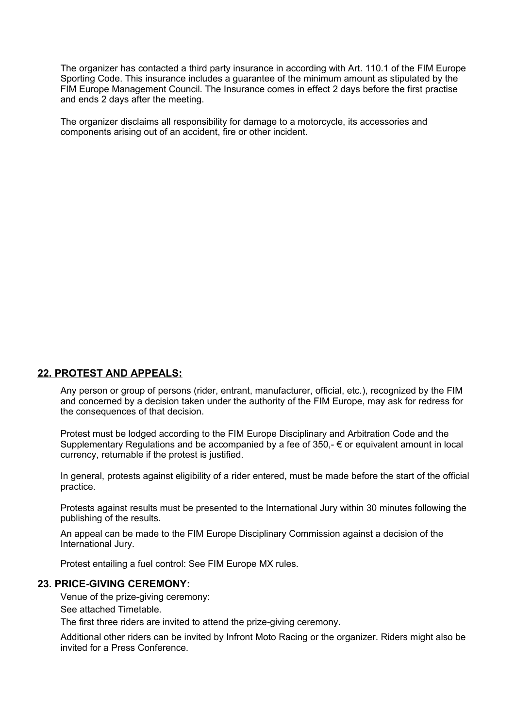The organizer has contacted a third party insurance in according with Art. 110.1 of the FIM Europe Sporting Code. This insurance includes a guarantee of the minimum amount as stipulated by the FIM Europe Management Council. The Insurance comes in effect 2 days before the first practise and ends 2 days after the meeting.

The organizer disclaims all responsibility for damage to a motorcycle, its accessories and components arising out of an accident, fire or other incident.

## 22. PROTEST AND APPEALS:

Any person or group of persons (rider, entrant, manufacturer, official, etc.), recognized by the FIM and concerned by a decision taken under the authority of the FIM Europe, may ask for redress for the consequences of that decision.

Protest must be lodged according to the FIM Europe Disciplinary and Arbitration Code and the Supplementary Regulations and be accompanied by a fee of 350,- € or equivalent amount in local currency, returnable if the protest is justified.

In general, protests against eligibility of a rider entered, must be made before the start of the official practice.

Protests against results must be presented to the International Jury within 30 minutes following the publishing of the results.

An appeal can be made to the FIM Europe Disciplinary Commission against a decision of the International Jury.

Protest entailing a fuel control: See FIM Europe MX rules.

## 23. PRICE-GIVING CEREMONY:

Venue of the prize-giving ceremony:

See attached Timetable.

The first three riders are invited to attend the prize-giving ceremony.

Additional other riders can be invited by Infront Moto Racing or the organizer. Riders might also be invited for a Press Conference.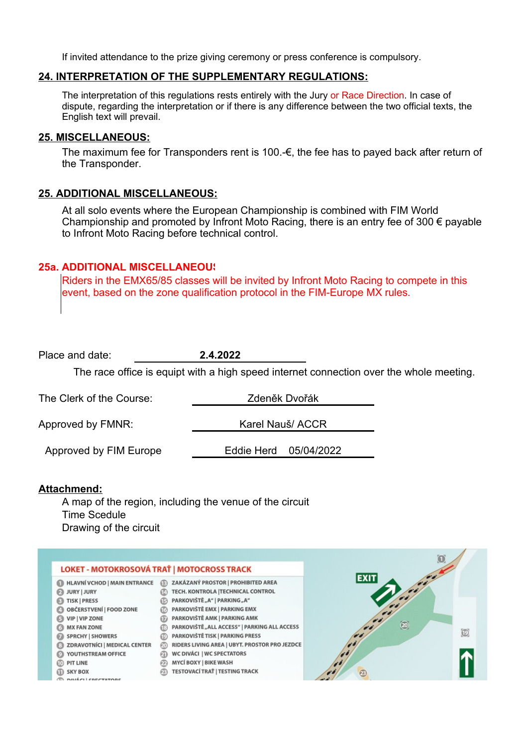If invited attendance to the prize giving ceremony or press conference is compulsory.

## 24. INTERPRETATION OF THE SUPPLEMENTARY REGULATIONS:

The interpretation of this regulations rests entirely with the Jury or Race Direction. In case of dispute, regarding the interpretation or if there is any difference between the two official texts, the English text will prevail.

## 25. MISCELLANEOUS:

The maximum fee for Transponders rent is 100.-€, the fee has to payed back after return of the Transponder.

## 25. ADDITIONAL MISCELLANEOUS:

At all solo events where the European Championship is combined with FIM World Championship and promoted by Infront Moto Racing, there is an entry fee of 300 € payable to Infront Moto Racing before technical control.

## 25a. ADDITIONAL MISCELLANEOU

Riders in the EMX65/85 classes will be invited by Infront Moto Racing to compete in this event, based on the zone qualification protocol in the FIM-Europe MX rules.

Place and date: **2.4.2022**

The race office is equipt with a high speed internet connection over the whole meeting.

The Clerk of the Course: Zdeněk Dvořák

Approved by FMNR: Karel Nauš/ ACCR

Approved by FIM Europe: Eddie Herd 05/04/2022

**Attachmend:**

A map of the region, including the venue of the circuit
Time Scedule
Drawing of the circuit

LOKET - MOTOKROSOVÁ TRAŤ | MOTOCROSS TRACK

1. HLAVNÍ VCHOD | MAIN ENTRANCE
2. JURY | JURY
3. TISK | PRESS
4. OBČERSTVENÍ | FOOD ZONE
5. VIP | VIP ZONE
6. MX FAN ZONE
7. SPRCHY | SHOWERS
8. ZDRAVOTNÍCI | MEDICAL CENTER
9. YOUTHSTREAM OFFICE
10. PIT LINE
11. SKY BOX
12. DIVÁCI | SPECTATORS
13. ZAKÁZANÝ PROSTOR | PROHIBITED AREA
14. TECH. KONTROLA | TECHNICAL CONTROL
15. PARKOVIŠTĚ „A" | PARKING „A"
16. PARKOVIŠTĚ EMX | PARKING EMX
17. PARKOVIŠTĚ AMK | PARKING AMK
18. PARKOVIŠTĚ „ALL ACCESS" | PARKING ALL ACCESS
19. PARKOVIŠTĚ TISK | PARKING PRESS
20. RIDERS LIVING AREA | UBYT. PROSTOR PRO JEZDCE
21. WC DIVÁCI | WC SPECTATORS
22. MYCÍ BOXY | BIKE WASH
23. TESTOVACÍ TRAŤ | TESTING TRACK

EXIT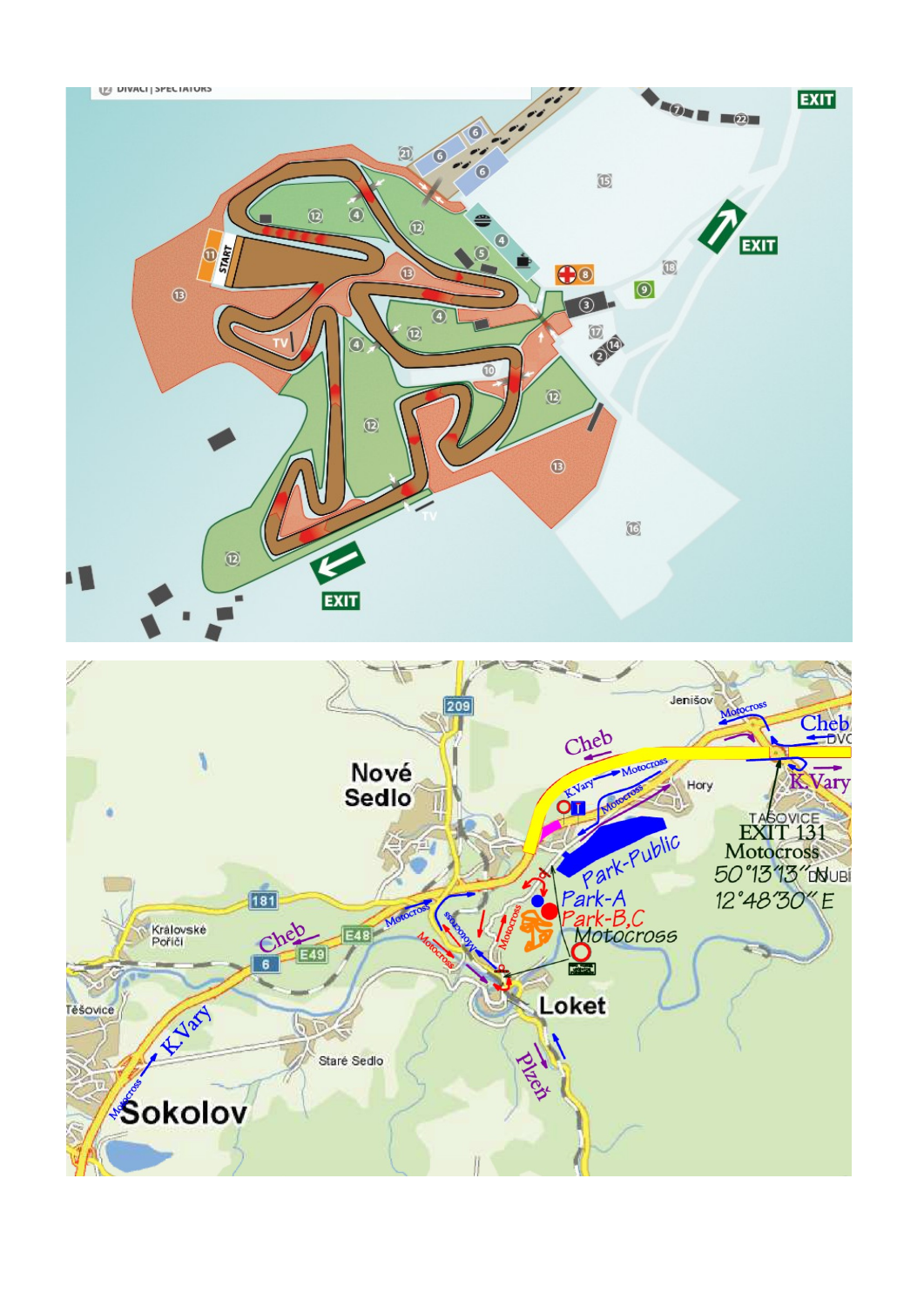DIVÁCI | SPECTATORS

EXIT

START

TV

EXIT

Nové Sedlo

Loket

Sokolov

Jenišov

Hory

Tašovice

Dubí

Královské Poříčí

Těšovice

Staré Sedlo

209

181

6

E48

E49

Cheb

K.Vary

Plzeň

Motocross

Park-Public

Park-A

Park-B,C

Motocross

EXIT 131

Motocross

50°13'13"N

12°48'30"E